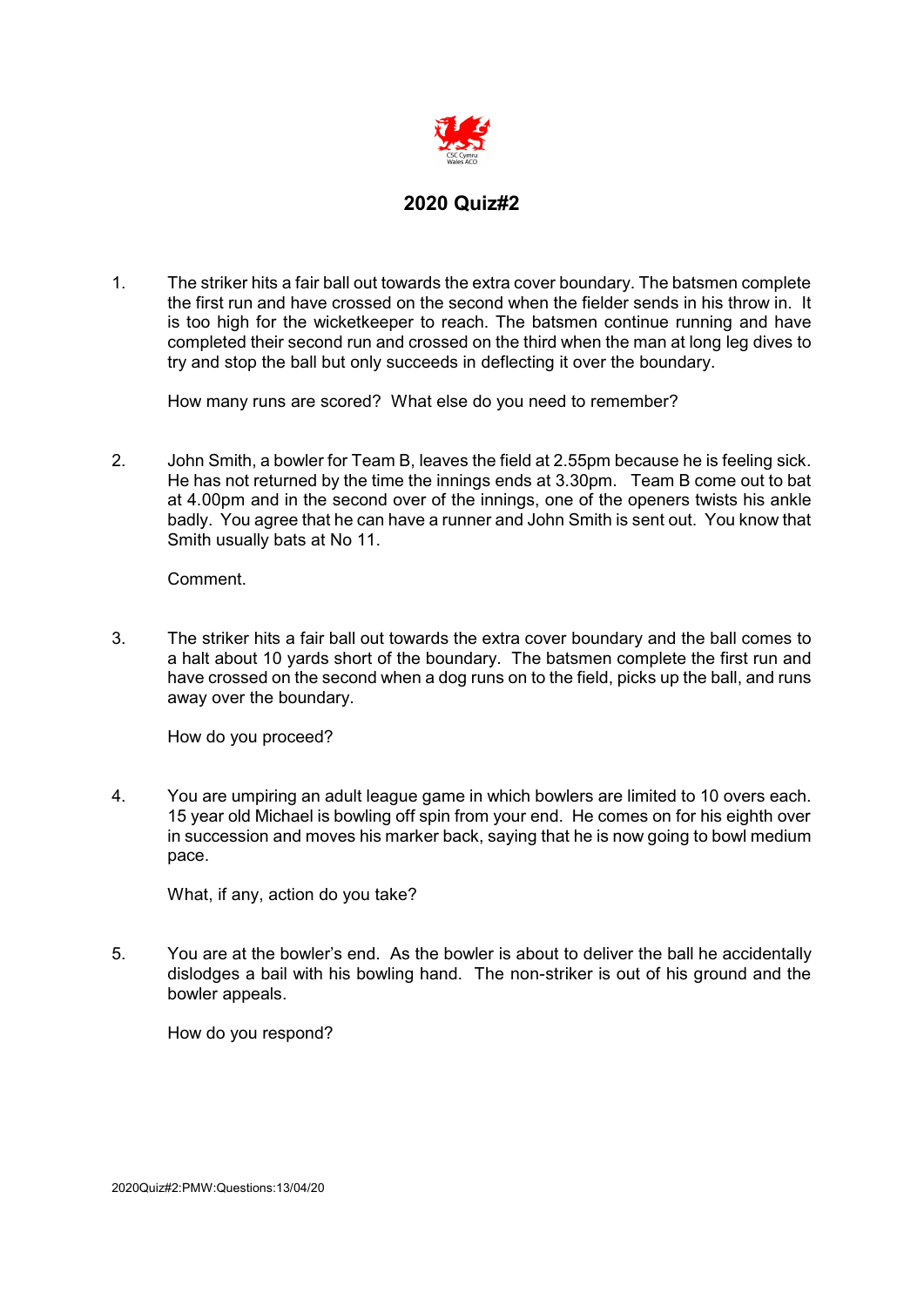## 2020 Quiz#2

1. The striker hits a fair ball out towards the extra cover boundary. The batsmen complete the first run and have crossed on the second when the fielder sends in his throw in. It is too high for the wicketkeeper to reach. The batsmen continue running and have completed their second run and crossed on the third when the man at long leg dives to try and stop the ball but only succeeds in deflecting it over the boundary.

   How many runs are scored? What else do you need to remember?

2. John Smith, a bowler for Team B, leaves the field at 2.55pm because he is feeling sick. He has not returned by the time the innings ends at 3.30pm. Team B come out to bat at 4.00pm and in the second over of the innings, one of the openers twists his ankle badly. You agree that he can have a runner and John Smith is sent out. You know that Smith usually bats at No 11.

   Comment.

3. The striker hits a fair ball out towards the extra cover boundary and the ball comes to a halt about 10 yards short of the boundary. The batsmen complete the first run and have crossed on the second when a dog runs on to the field, picks up the ball, and runs away over the boundary.

   How do you proceed?

4. You are umpiring an adult league game in which bowlers are limited to 10 overs each. 15 year old Michael is bowling off spin from your end. He comes on for his eighth over in succession and moves his marker back, saying that he is now going to bowl medium pace.

   What, if any, action do you take?

5. You are at the bowler's end. As the bowler is about to deliver the ball he accidentally dislodges a bail with his bowling hand. The non-striker is out of his ground and the bowler appeals.

   How do you respond?

2020Quiz#2:PMW:Questions:13/04/20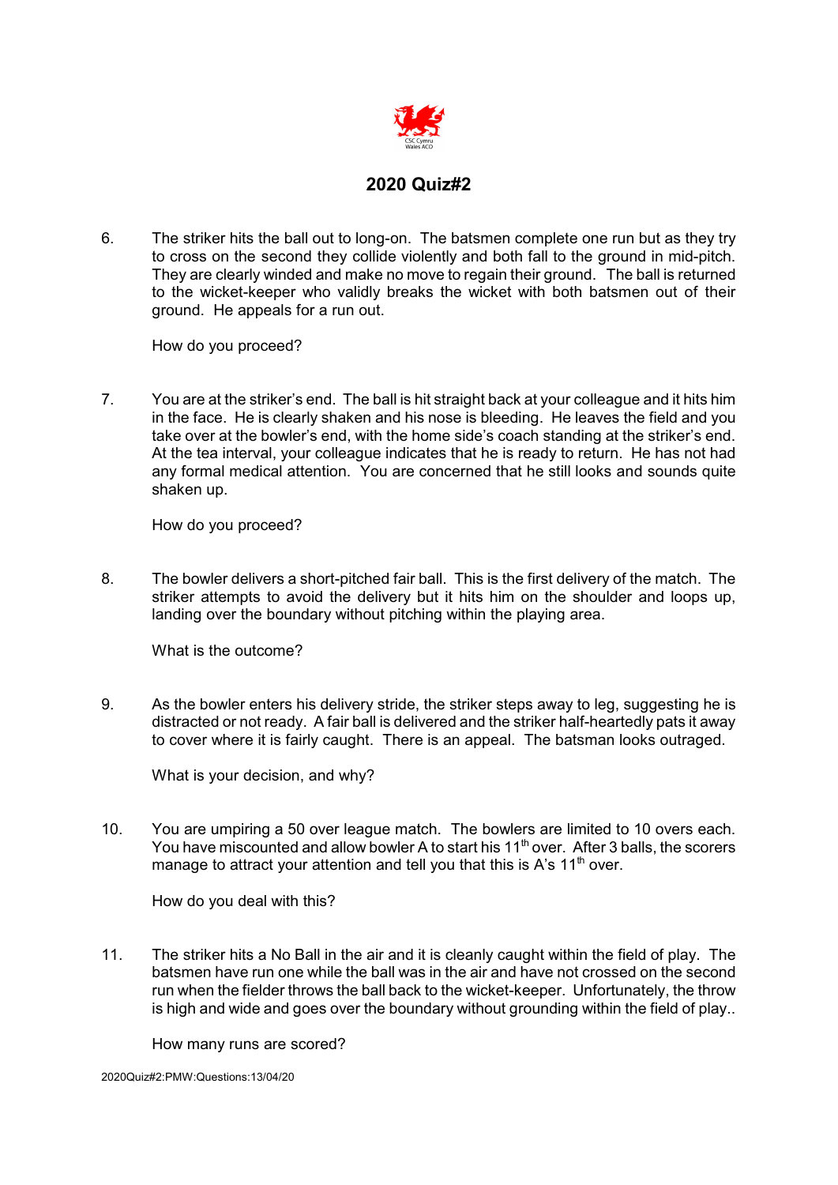CSC Cymru
Wales ACO

## 2020 Quiz#2

6. The striker hits the ball out to long-on. The batsmen complete one run but as they try to cross on the second they collide violently and both fall to the ground in mid-pitch. They are clearly winded and make no move to regain their ground. The ball is returned to the wicket-keeper who validly breaks the wicket with both batsmen out of their ground. He appeals for a run out.

   How do you proceed?

7. You are at the striker's end. The ball is hit straight back at your colleague and it hits him in the face. He is clearly shaken and his nose is bleeding. He leaves the field and you take over at the bowler's end, with the home side's coach standing at the striker's end. At the tea interval, your colleague indicates that he is ready to return. He has not had any formal medical attention. You are concerned that he still looks and sounds quite shaken up.

   How do you proceed?

8. The bowler delivers a short-pitched fair ball. This is the first delivery of the match. The striker attempts to avoid the delivery but it hits him on the shoulder and loops up, landing over the boundary without pitching within the playing area.

   What is the outcome?

9. As the bowler enters his delivery stride, the striker steps away to leg, suggesting he is distracted or not ready. A fair ball is delivered and the striker half-heartedly pats it away to cover where it is fairly caught. There is an appeal. The batsman looks outraged.

   What is your decision, and why?

10. You are umpiring a 50 over league match. The bowlers are limited to 10 overs each. You have miscounted and allow bowler A to start his 11th over. After 3 balls, the scorers manage to attract your attention and tell you that this is A's 11th over.

    How do you deal with this?

11. The striker hits a No Ball in the air and it is cleanly caught within the field of play. The batsmen have run one while the ball was in the air and have not crossed on the second run when the fielder throws the ball back to the wicket-keeper. Unfortunately, the throw is high and wide and goes over the boundary without grounding within the field of play..

    How many runs are scored?

2020Quiz#2:PMW:Questions:13/04/20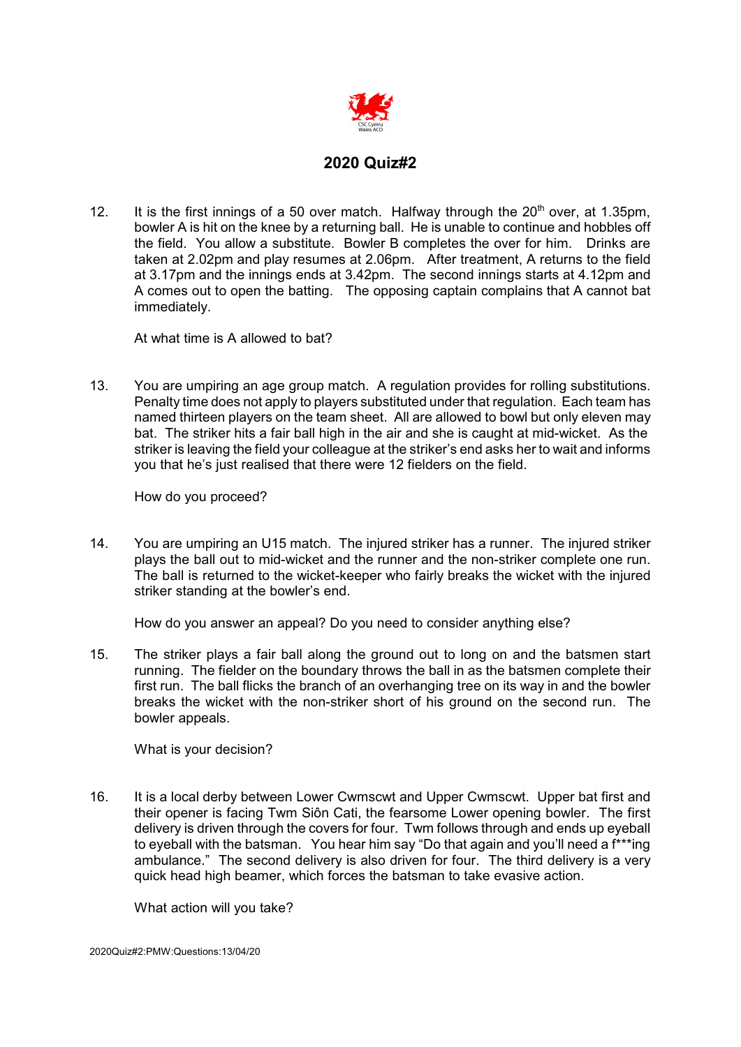## 2020 Quiz#2

12. It is the first innings of a 50 over match. Halfway through the 20th over, at 1.35pm, bowler A is hit on the knee by a returning ball. He is unable to continue and hobbles off the field. You allow a substitute. Bowler B completes the over for him. Drinks are taken at 2.02pm and play resumes at 2.06pm. After treatment, A returns to the field at 3.17pm and the innings ends at 3.42pm. The second innings starts at 4.12pm and A comes out to open the batting. The opposing captain complains that A cannot bat immediately.

    At what time is A allowed to bat?

13. You are umpiring an age group match. A regulation provides for rolling substitutions. Penalty time does not apply to players substituted under that regulation. Each team has named thirteen players on the team sheet. All are allowed to bowl but only eleven may bat. The striker hits a fair ball high in the air and she is caught at mid-wicket. As the striker is leaving the field your colleague at the striker's end asks her to wait and informs you that he's just realised that there were 12 fielders on the field.

    How do you proceed?

14. You are umpiring an U15 match. The injured striker has a runner. The injured striker plays the ball out to mid-wicket and the runner and the non-striker complete one run. The ball is returned to the wicket-keeper who fairly breaks the wicket with the injured striker standing at the bowler's end.

    How do you answer an appeal? Do you need to consider anything else?

15. The striker plays a fair ball along the ground out to long on and the batsmen start running. The fielder on the boundary throws the ball in as the batsmen complete their first run. The ball flicks the branch of an overhanging tree on its way in and the bowler breaks the wicket with the non-striker short of his ground on the second run. The bowler appeals.

    What is your decision?

16. It is a local derby between Lower Cwmscwt and Upper Cwmscwt. Upper bat first and their opener is facing Twm Siôn Cati, the fearsome Lower opening bowler. The first delivery is driven through the covers for four. Twm follows through and ends up eyeball to eyeball with the batsman. You hear him say "Do that again and you'll need a f***ing ambulance." The second delivery is also driven for four. The third delivery is a very quick head high beamer, which forces the batsman to take evasive action.

    What action will you take?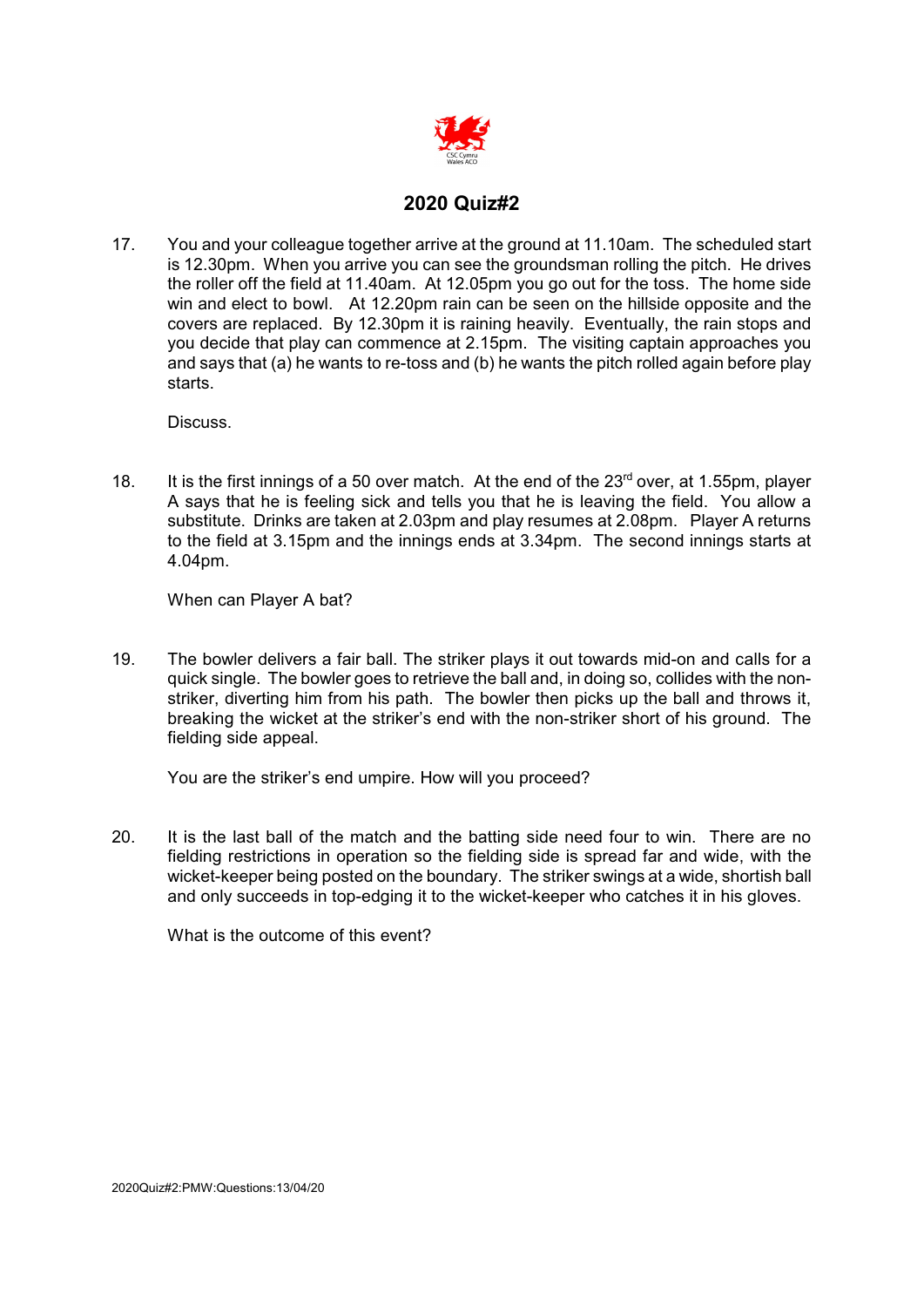## 2020 Quiz#2

17. You and your colleague together arrive at the ground at 11.10am. The scheduled start is 12.30pm. When you arrive you can see the groundsman rolling the pitch. He drives the roller off the field at 11.40am. At 12.05pm you go out for the toss. The home side win and elect to bowl. At 12.20pm rain can be seen on the hillside opposite and the covers are replaced. By 12.30pm it is raining heavily. Eventually, the rain stops and you decide that play can commence at 2.15pm. The visiting captain approaches you and says that (a) he wants to re-toss and (b) he wants the pitch rolled again before play starts.

    Discuss.

18. It is the first innings of a 50 over match. At the end of the 23rd over, at 1.55pm, player A says that he is feeling sick and tells you that he is leaving the field. You allow a substitute. Drinks are taken at 2.03pm and play resumes at 2.08pm. Player A returns to the field at 3.15pm and the innings ends at 3.34pm. The second innings starts at 4.04pm.

    When can Player A bat?

19. The bowler delivers a fair ball. The striker plays it out towards mid-on and calls for a quick single. The bowler goes to retrieve the ball and, in doing so, collides with the non-striker, diverting him from his path. The bowler then picks up the ball and throws it, breaking the wicket at the striker's end with the non-striker short of his ground. The fielding side appeal.

    You are the striker's end umpire. How will you proceed?

20. It is the last ball of the match and the batting side need four to win. There are no fielding restrictions in operation so the fielding side is spread far and wide, with the wicket-keeper being posted on the boundary. The striker swings at a wide, shortish ball and only succeeds in top-edging it to the wicket-keeper who catches it in his gloves.

    What is the outcome of this event?